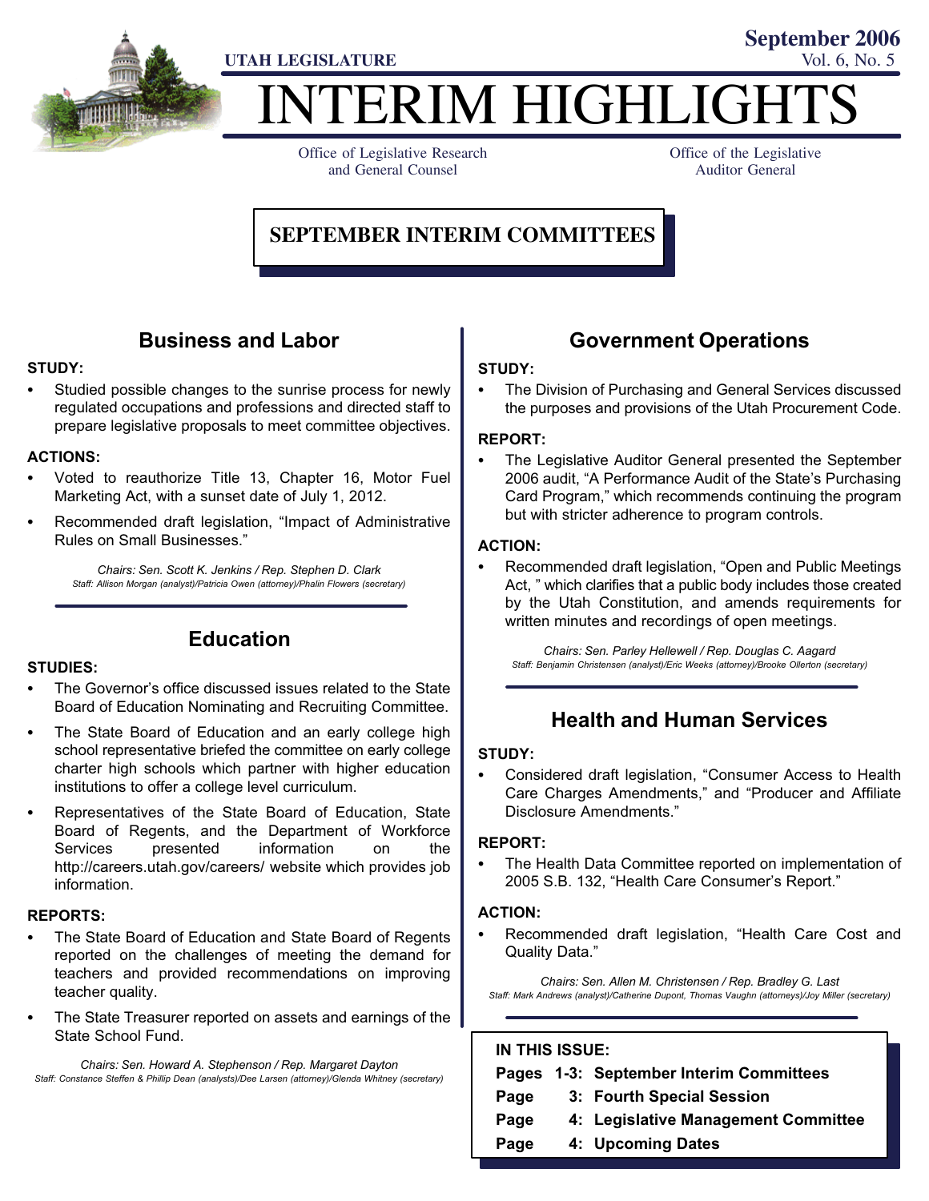UTAH LEGISLATURE

September 2006
Vol. 6, No. 5

# INTERIM HIGHLIGHTS

Office of Legislative Research and General Counsel

Office of the Legislative Auditor General

## SEPTEMBER INTERIM COMMITTEES

### Business and Labor

**STUDY:**

- Studied possible changes to the sunrise process for newly regulated occupations and professions and directed staff to prepare legislative proposals to meet committee objectives.

**ACTIONS:**

- Voted to reauthorize Title 13, Chapter 16, Motor Fuel Marketing Act, with a sunset date of July 1, 2012.
- Recommended draft legislation, "Impact of Administrative Rules on Small Businesses."

*Chairs: Sen. Scott K. Jenkins / Rep. Stephen D. Clark*
*Staff: Allison Morgan (analyst)/Patricia Owen (attorney)/Phalin Flowers (secretary)*

### Education

**STUDIES:**

- The Governor's office discussed issues related to the State Board of Education Nominating and Recruiting Committee.
- The State Board of Education and an early college high school representative briefed the committee on early college charter high schools which partner with higher education institutions to offer a college level curriculum.
- Representatives of the State Board of Education, State Board of Regents, and the Department of Workforce Services presented information on the http://careers.utah.gov/careers/ website which provides job information.

**REPORTS:**

- The State Board of Education and State Board of Regents reported on the challenges of meeting the demand for teachers and provided recommendations on improving teacher quality.
- The State Treasurer reported on assets and earnings of the State School Fund.

*Chairs: Sen. Howard A. Stephenson / Rep. Margaret Dayton*
*Staff: Constance Steffen & Phillip Dean (analysts)/Dee Larsen (attorney)/Glenda Whitney (secretary)*

### Government Operations

**STUDY:**

- The Division of Purchasing and General Services discussed the purposes and provisions of the Utah Procurement Code.

**REPORT:**

- The Legislative Auditor General presented the September 2006 audit, "A Performance Audit of the State's Purchasing Card Program," which recommends continuing the program but with stricter adherence to program controls.

**ACTION:**

- Recommended draft legislation, "Open and Public Meetings Act, " which clarifies that a public body includes those created by the Utah Constitution, and amends requirements for written minutes and recordings of open meetings.

*Chairs: Sen. Parley Hellewell / Rep. Douglas C. Aagard*
*Staff: Benjamin Christensen (analyst)/Eric Weeks (attorney)/Brooke Ollerton (secretary)*

### Health and Human Services

**STUDY:**

- Considered draft legislation, "Consumer Access to Health Care Charges Amendments," and "Producer and Affiliate Disclosure Amendments."

**REPORT:**

- The Health Data Committee reported on implementation of 2005 S.B. 132, "Health Care Consumer's Report."

**ACTION:**

- Recommended draft legislation, "Health Care Cost and Quality Data."

*Chairs: Sen. Allen M. Christensen / Rep. Bradley G. Last*
*Staff: Mark Andrews (analyst)/Catherine Dupont, Thomas Vaughn (attorneys)/Joy Miller (secretary)*

**IN THIS ISSUE:**

| | |
|---|---|
| Pages 1-3: | September Interim Committees |
| Page 3: | Fourth Special Session |
| Page 4: | Legislative Management Committee |
| Page 4: | Upcoming Dates |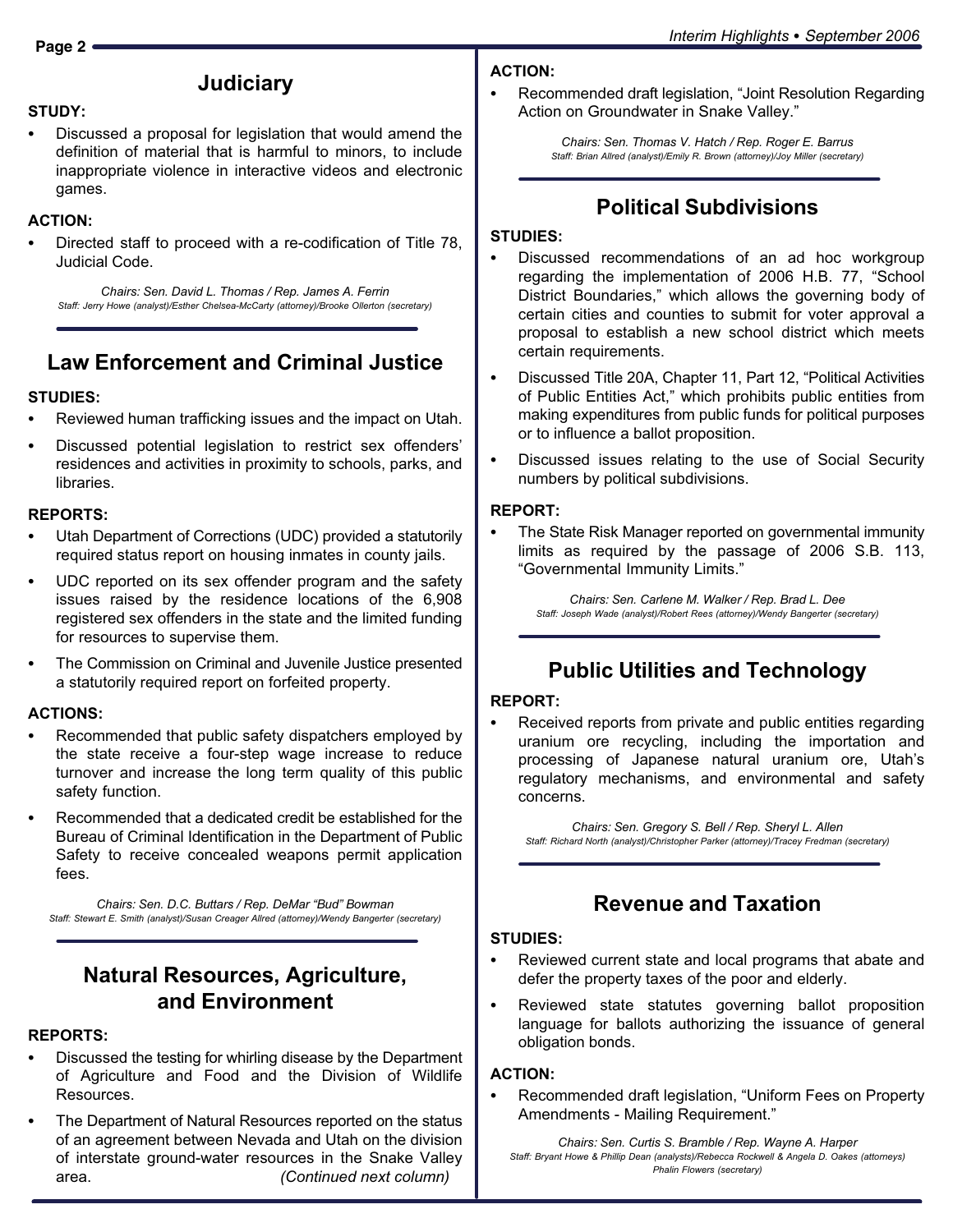## Judiciary

**STUDY:**

- Discussed a proposal for legislation that would amend the definition of material that is harmful to minors, to include inappropriate violence in interactive videos and electronic games.

**ACTION:**

- Directed staff to proceed with a re-codification of Title 78, Judicial Code.

*Chairs: Sen. David L. Thomas / Rep. James A. Ferrin*
*Staff: Jerry Howe (analyst)/Esther Chelsea-McCarty (attorney)/Brooke Ollerton (secretary)*

## Law Enforcement and Criminal Justice

**STUDIES:**

- Reviewed human trafficking issues and the impact on Utah.
- Discussed potential legislation to restrict sex offenders' residences and activities in proximity to schools, parks, and libraries.

**REPORTS:**

- Utah Department of Corrections (UDC) provided a statutorily required status report on housing inmates in county jails.
- UDC reported on its sex offender program and the safety issues raised by the residence locations of the 6,908 registered sex offenders in the state and the limited funding for resources to supervise them.
- The Commission on Criminal and Juvenile Justice presented a statutorily required report on forfeited property.

**ACTIONS:**

- Recommended that public safety dispatchers employed by the state receive a four-step wage increase to reduce turnover and increase the long term quality of this public safety function.
- Recommended that a dedicated credit be established for the Bureau of Criminal Identification in the Department of Public Safety to receive concealed weapons permit application fees.

*Chairs: Sen. D.C. Buttars / Rep. DeMar "Bud" Bowman*
*Staff: Stewart E. Smith (analyst)/Susan Creager Allred (attorney)/Wendy Bangerter (secretary)*

## Natural Resources, Agriculture, and Environment

**REPORTS:**

- Discussed the testing for whirling disease by the Department of Agriculture and Food and the Division of Wildlife Resources.
- The Department of Natural Resources reported on the status of an agreement between Nevada and Utah on the division of interstate ground-water resources in the Snake Valley area.

**ACTION:**

- Recommended draft legislation, "Joint Resolution Regarding Action on Groundwater in Snake Valley."

*Chairs: Sen. Thomas V. Hatch / Rep. Roger E. Barrus*
*Staff: Brian Allred (analyst)/Emily R. Brown (attorney)/Joy Miller (secretary)*

## Political Subdivisions

**STUDIES:**

- Discussed recommendations of an ad hoc workgroup regarding the implementation of 2006 H.B. 77, "School District Boundaries," which allows the governing body of certain cities and counties to submit for voter approval a proposal to establish a new school district which meets certain requirements.
- Discussed Title 20A, Chapter 11, Part 12, "Political Activities of Public Entities Act," which prohibits public entities from making expenditures from public funds for political purposes or to influence a ballot proposition.
- Discussed issues relating to the use of Social Security numbers by political subdivisions.

**REPORT:**

- The State Risk Manager reported on governmental immunity limits as required by the passage of 2006 S.B. 113, "Governmental Immunity Limits."

*Chairs: Sen. Carlene M. Walker / Rep. Brad L. Dee*
*Staff: Joseph Wade (analyst)/Robert Rees (attorney)/Wendy Bangerter (secretary)*

## Public Utilities and Technology

**REPORT:**

- Received reports from private and public entities regarding uranium ore recycling, including the importation and processing of Japanese natural uranium ore, Utah's regulatory mechanisms, and environmental and safety concerns.

*Chairs: Sen. Gregory S. Bell / Rep. Sheryl L. Allen*
*Staff: Richard North (analyst)/Christopher Parker (attorney)/Tracey Fredman (secretary)*

## Revenue and Taxation

**STUDIES:**

- Reviewed current state and local programs that abate and defer the property taxes of the poor and elderly.
- Reviewed state statutes governing ballot proposition language for ballots authorizing the issuance of general obligation bonds.

**ACTION:**

- Recommended draft legislation, "Uniform Fees on Property Amendments - Mailing Requirement."

*Chairs: Sen. Curtis S. Bramble / Rep. Wayne A. Harper*
*Staff: Bryant Howe & Phillip Dean (analysts)/Rebecca Rockwell & Angela D. Oakes (attorneys) Phalin Flowers (secretary)*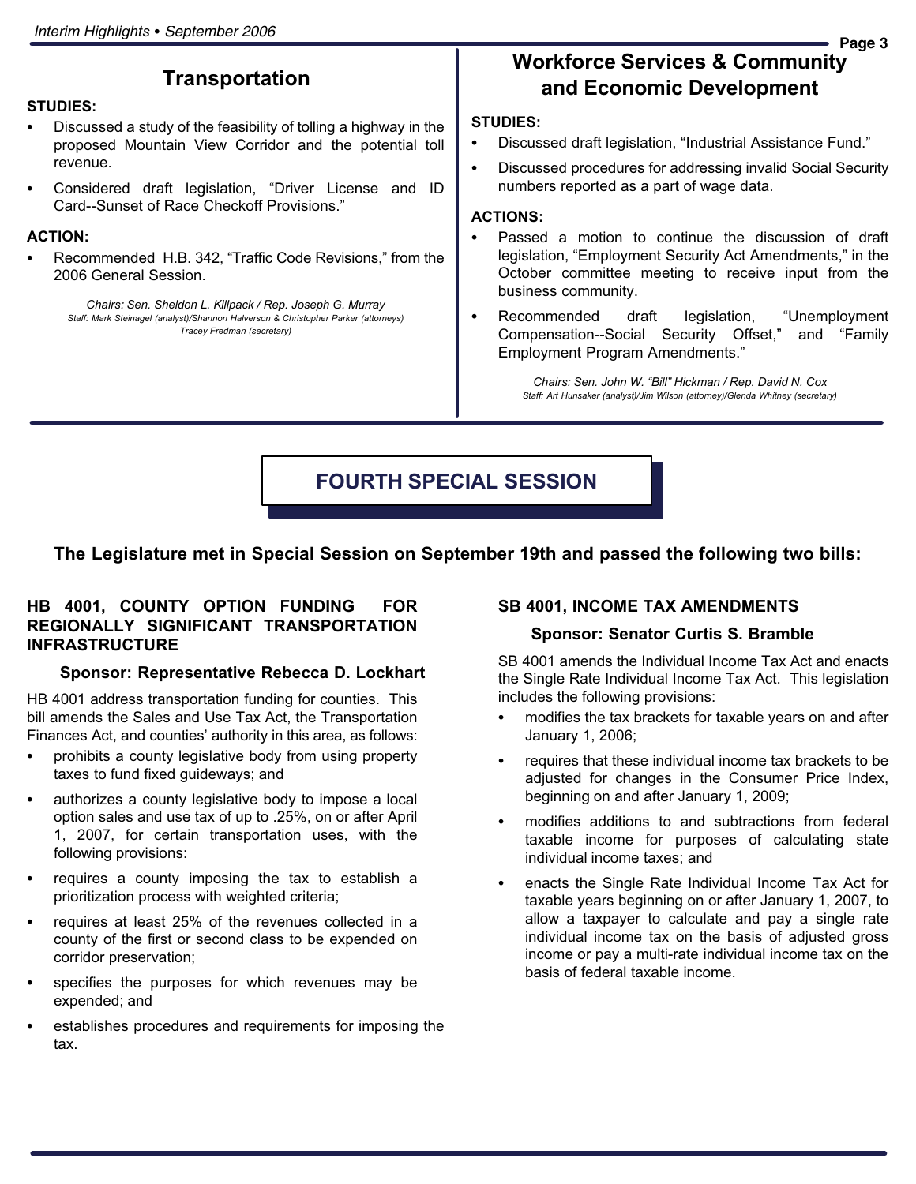## Transportation

**STUDIES:**

- Discussed a study of the feasibility of tolling a highway in the proposed Mountain View Corridor and the potential toll revenue.
- Considered draft legislation, "Driver License and ID Card--Sunset of Race Checkoff Provisions."

**ACTION:**

- Recommended H.B. 342, "Traffic Code Revisions," from the 2006 General Session.

*Chairs: Sen. Sheldon L. Killpack / Rep. Joseph G. Murray*
*Staff: Mark Steinagel (analyst)/Shannon Halverson & Christopher Parker (attorneys)*
*Tracey Fredman (secretary)*

## Workforce Services & Community and Economic Development

**STUDIES:**

- Discussed draft legislation, "Industrial Assistance Fund."
- Discussed procedures for addressing invalid Social Security numbers reported as a part of wage data.

**ACTIONS:**

- Passed a motion to continue the discussion of draft legislation, "Employment Security Act Amendments," in the October committee meeting to receive input from the business community.
- Recommended draft legislation, "Unemployment Compensation--Social Security Offset," and "Family Employment Program Amendments."

*Chairs: Sen. John W. "Bill" Hickman / Rep. David N. Cox*
*Staff: Art Hunsaker (analyst)/Jim Wilson (attorney)/Glenda Whitney (secretary)*

# FOURTH SPECIAL SESSION

**The Legislature met in Special Session on September 19th and passed the following two bills:**

### HB 4001, COUNTY OPTION FUNDING FOR REGIONALLY SIGNIFICANT TRANSPORTATION INFRASTRUCTURE

**Sponsor: Representative Rebecca D. Lockhart**

HB 4001 address transportation funding for counties. This bill amends the Sales and Use Tax Act, the Transportation Finances Act, and counties' authority in this area, as follows:

- prohibits a county legislative body from using property taxes to fund fixed guideways; and
- authorizes a county legislative body to impose a local option sales and use tax of up to .25%, on or after April 1, 2007, for certain transportation uses, with the following provisions:
- requires a county imposing the tax to establish a prioritization process with weighted criteria;
- requires at least 25% of the revenues collected in a county of the first or second class to be expended on corridor preservation;
- specifies the purposes for which revenues may be expended; and
- establishes procedures and requirements for imposing the tax.

### SB 4001, INCOME TAX AMENDMENTS

**Sponsor: Senator Curtis S. Bramble**

SB 4001 amends the Individual Income Tax Act and enacts the Single Rate Individual Income Tax Act. This legislation includes the following provisions:

- modifies the tax brackets for taxable years on and after January 1, 2006;
- requires that these individual income tax brackets to be adjusted for changes in the Consumer Price Index, beginning on and after January 1, 2009;
- modifies additions to and subtractions from federal taxable income for purposes of calculating state individual income taxes; and
- enacts the Single Rate Individual Income Tax Act for taxable years beginning on or after January 1, 2007, to allow a taxpayer to calculate and pay a single rate individual income tax on the basis of adjusted gross income or pay a multi-rate individual income tax on the basis of federal taxable income.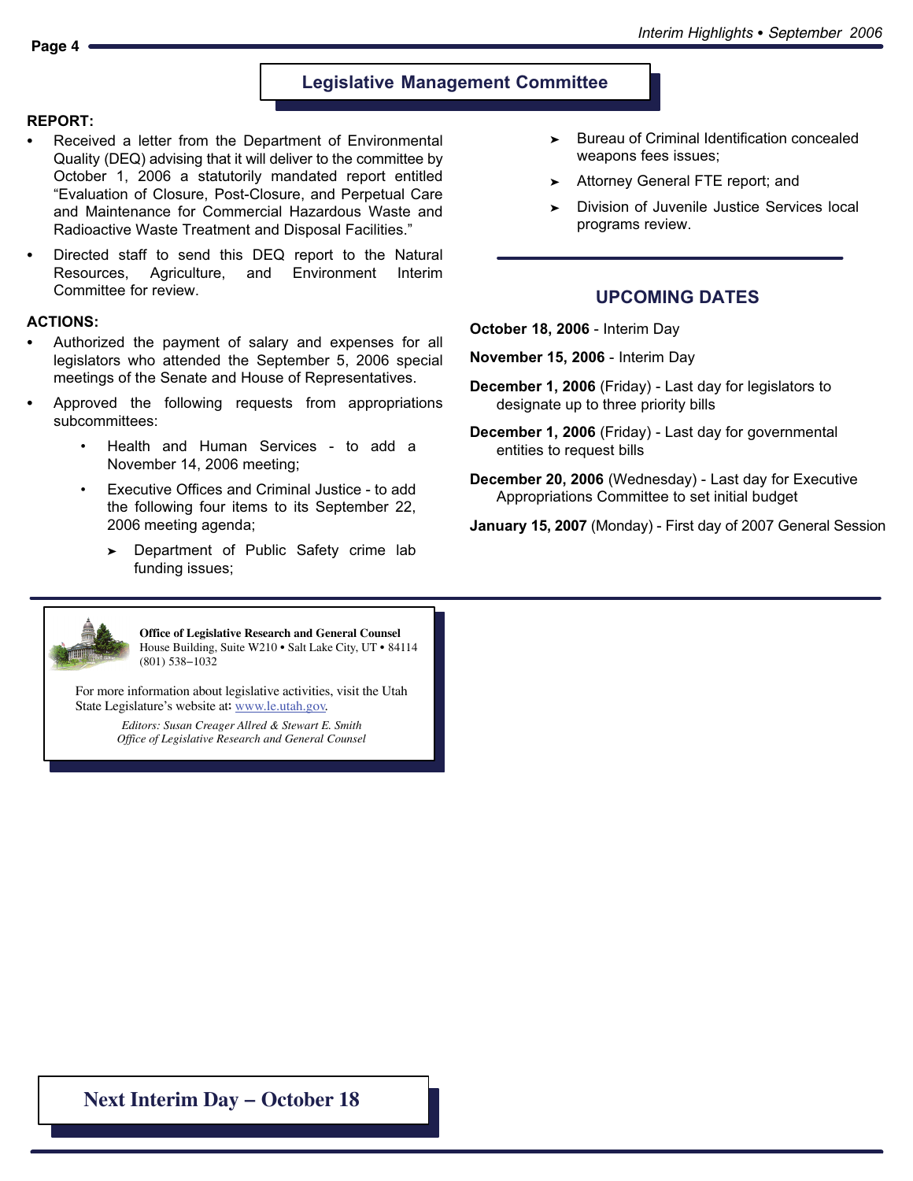## Legislative Management Committee

**REPORT:**

- Received a letter from the Department of Environmental Quality (DEQ) advising that it will deliver to the committee by October 1, 2006 a statutorily mandated report entitled “Evaluation of Closure, Post-Closure, and Perpetual Care and Maintenance for Commercial Hazardous Waste and Radioactive Waste Treatment and Disposal Facilities.”
- Directed staff to send this DEQ report to the Natural Resources, Agriculture, and Environment Interim Committee for review.

**ACTIONS:**

- Authorized the payment of salary and expenses for all legislators who attended the September 5, 2006 special meetings of the Senate and House of Representatives.
- Approved the following requests from appropriations subcommittees:
  - Health and Human Services - to add a November 14, 2006 meeting;
  - Executive Offices and Criminal Justice - to add the following four items to its September 22, 2006 meeting agenda;
    - Department of Public Safety crime lab funding issues;
    - Bureau of Criminal Identification concealed weapons fees issues;
    - Attorney General FTE report; and
    - Division of Juvenile Justice Services local programs review.

## UPCOMING DATES

**October 18, 2006** - Interim Day

**November 15, 2006** - Interim Day

**December 1, 2006** (Friday) - Last day for legislators to designate up to three priority bills

**December 1, 2006** (Friday) - Last day for governmental entities to request bills

**December 20, 2006** (Wednesday) - Last day for Executive Appropriations Committee to set initial budget

**January 15, 2007** (Monday) - First day of 2007 General Session

**Office of Legislative Research and General Counsel**
House Building, Suite W210 • Salt Lake City, UT • 84114
(801) 538–1032

For more information about legislative activities, visit the Utah State Legislature’s website at: www.le.utah.gov.

*Editors: Susan Creager Allred & Stewart E. Smith*
*Office of Legislative Research and General Counsel*

**Next Interim Day – October 18**